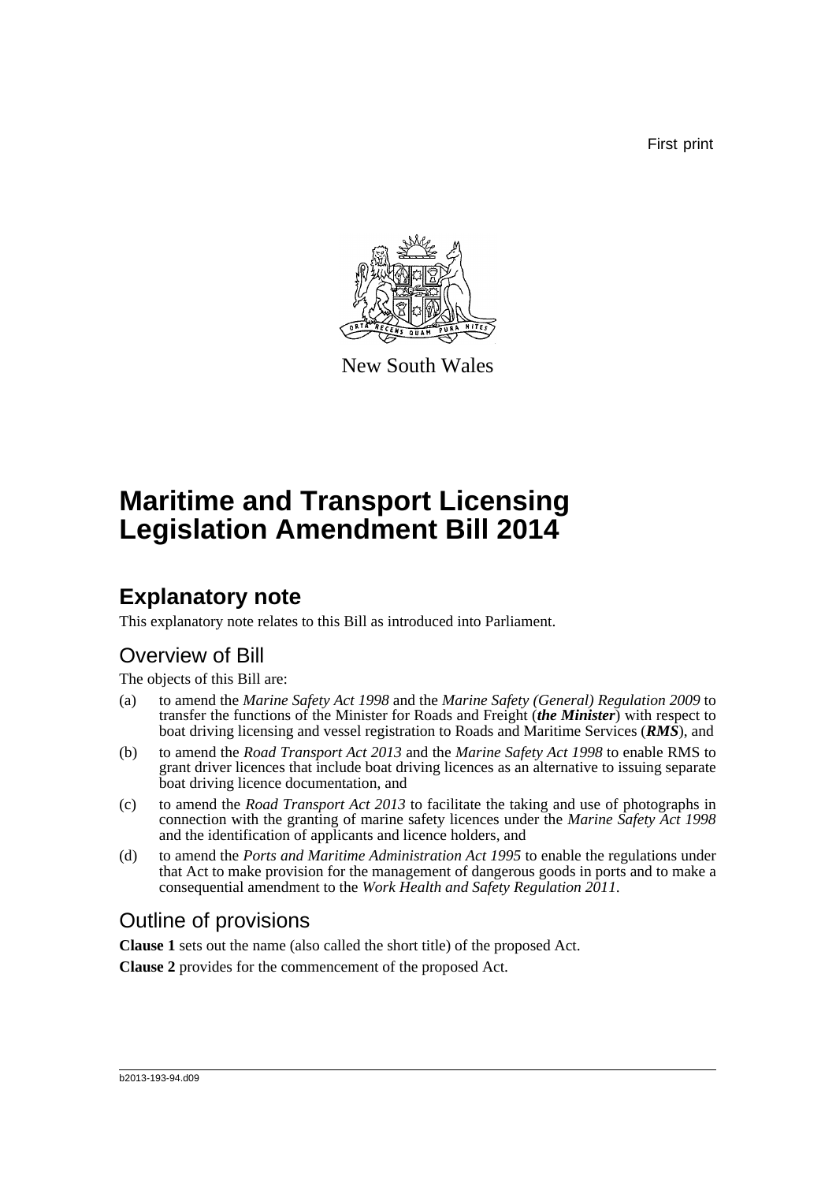First print

New South Wales

# Maritime and Transport Licensing Legislation Amendment Bill 2014

## Explanatory note

This explanatory note relates to this Bill as introduced into Parliament.

### Overview of Bill

The objects of this Bill are:

(a) to amend the *Marine Safety Act 1998* and the *Marine Safety (General) Regulation 2009* to transfer the functions of the Minister for Roads and Freight (***the Minister***) with respect to boat driving licensing and vessel registration to Roads and Maritime Services (***RMS***), and

(b) to amend the *Road Transport Act 2013* and the *Marine Safety Act 1998* to enable RMS to grant driver licences that include boat driving licences as an alternative to issuing separate boat driving licence documentation, and

(c) to amend the *Road Transport Act 2013* to facilitate the taking and use of photographs in connection with the granting of marine safety licences under the *Marine Safety Act 1998* and the identification of applicants and licence holders, and

(d) to amend the *Ports and Maritime Administration Act 1995* to enable the regulations under that Act to make provision for the management of dangerous goods in ports and to make a consequential amendment to the *Work Health and Safety Regulation 2011*.

### Outline of provisions

**Clause 1** sets out the name (also called the short title) of the proposed Act.

**Clause 2** provides for the commencement of the proposed Act.

b2013-193-94.d09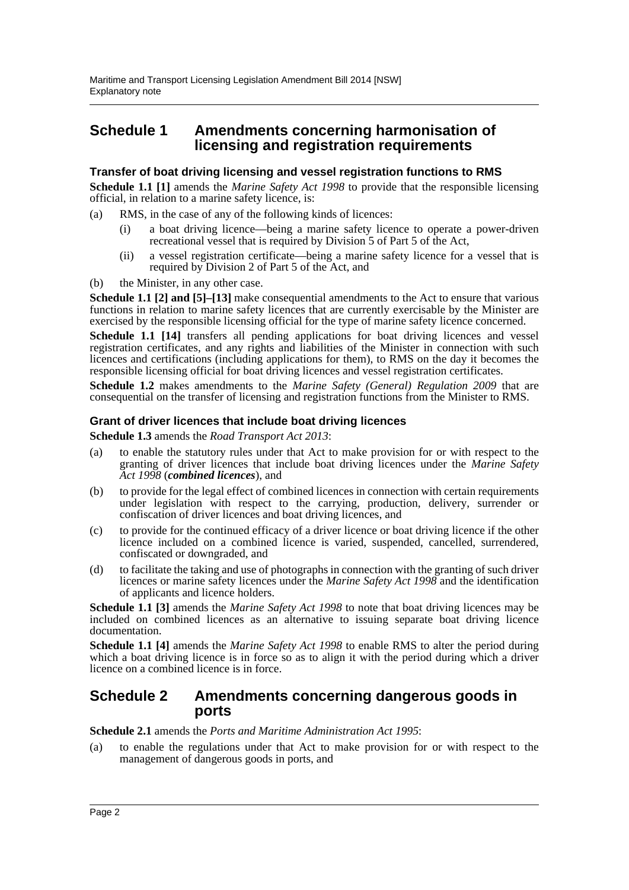## Schedule 1 Amendments concerning harmonisation of licensing and registration requirements

### Transfer of boat driving licensing and vessel registration functions to RMS

**Schedule 1.1 [1]** amends the *Marine Safety Act 1998* to provide that the responsible licensing official, in relation to a marine safety licence, is:

(a) RMS, in the case of any of the following kinds of licences:

(i) a boat driving licence—being a marine safety licence to operate a power-driven recreational vessel that is required by Division 5 of Part 5 of the Act,

(ii) a vessel registration certificate—being a marine safety licence for a vessel that is required by Division 2 of Part 5 of the Act, and

(b) the Minister, in any other case.

**Schedule 1.1 [2] and [5]–[13]** make consequential amendments to the Act to ensure that various functions in relation to marine safety licences that are currently exercisable by the Minister are exercised by the responsible licensing official for the type of marine safety licence concerned.

**Schedule 1.1 [14]** transfers all pending applications for boat driving licences and vessel registration certificates, and any rights and liabilities of the Minister in connection with such licences and certifications (including applications for them), to RMS on the day it becomes the responsible licensing official for boat driving licences and vessel registration certificates.

**Schedule 1.2** makes amendments to the *Marine Safety (General) Regulation 2009* that are consequential on the transfer of licensing and registration functions from the Minister to RMS.

### Grant of driver licences that include boat driving licences

**Schedule 1.3** amends the *Road Transport Act 2013*:

(a) to enable the statutory rules under that Act to make provision for or with respect to the granting of driver licences that include boat driving licences under the *Marine Safety Act 1998* (***combined licences***), and

(b) to provide for the legal effect of combined licences in connection with certain requirements under legislation with respect to the carrying, production, delivery, surrender or confiscation of driver licences and boat driving licences, and

(c) to provide for the continued efficacy of a driver licence or boat driving licence if the other licence included on a combined licence is varied, suspended, cancelled, surrendered, confiscated or downgraded, and

(d) to facilitate the taking and use of photographs in connection with the granting of such driver licences or marine safety licences under the *Marine Safety Act 1998* and the identification of applicants and licence holders.

**Schedule 1.1 [3]** amends the *Marine Safety Act 1998* to note that boat driving licences may be included on combined licences as an alternative to issuing separate boat driving licence documentation.

**Schedule 1.1 [4]** amends the *Marine Safety Act 1998* to enable RMS to alter the period during which a boat driving licence is in force so as to align it with the period during which a driver licence on a combined licence is in force.

## Schedule 2 Amendments concerning dangerous goods in ports

**Schedule 2.1** amends the *Ports and Maritime Administration Act 1995*:

(a) to enable the regulations under that Act to make provision for or with respect to the management of dangerous goods in ports, and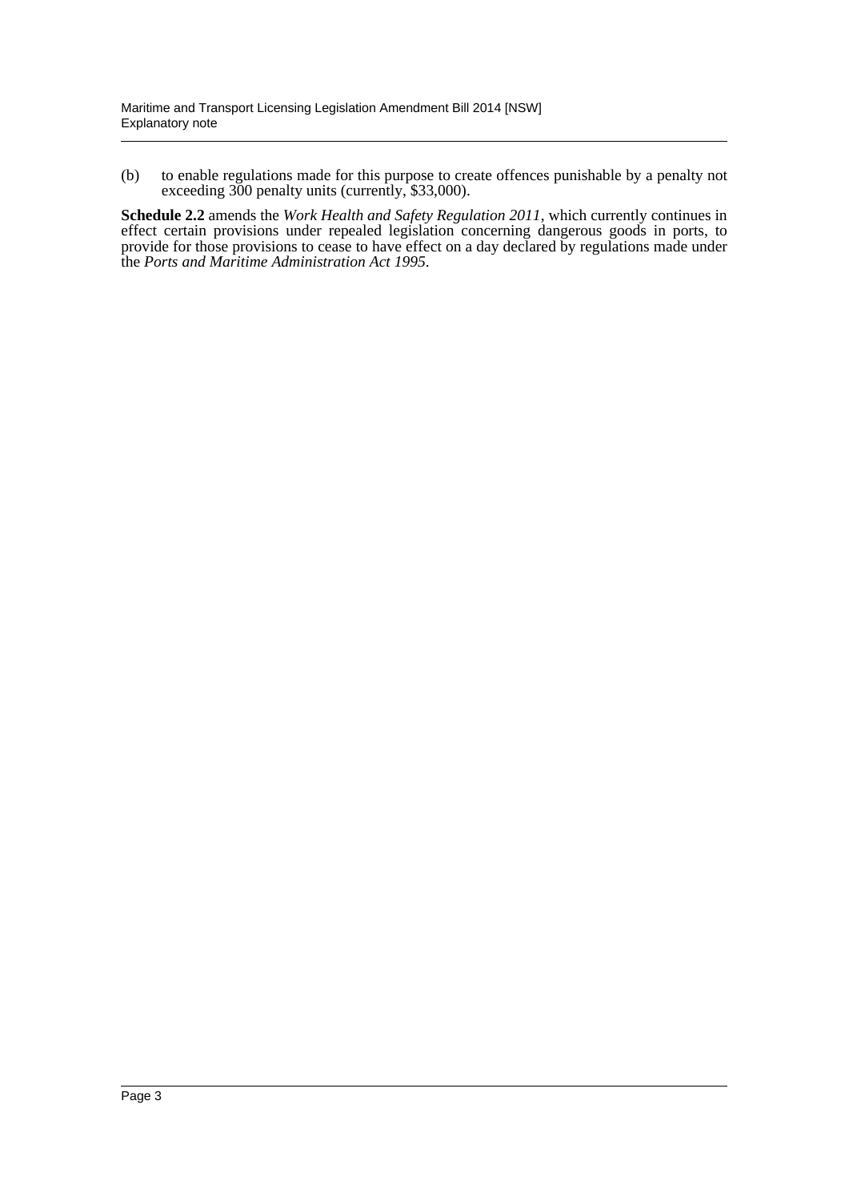(b) to enable regulations made for this purpose to create offences punishable by a penalty not exceeding 300 penalty units (currently, $33,000).

**Schedule 2.2** amends the *Work Health and Safety Regulation 2011*, which currently continues in effect certain provisions under repealed legislation concerning dangerous goods in ports, to provide for those provisions to cease to have effect on a day declared by regulations made under the *Ports and Maritime Administration Act 1995*.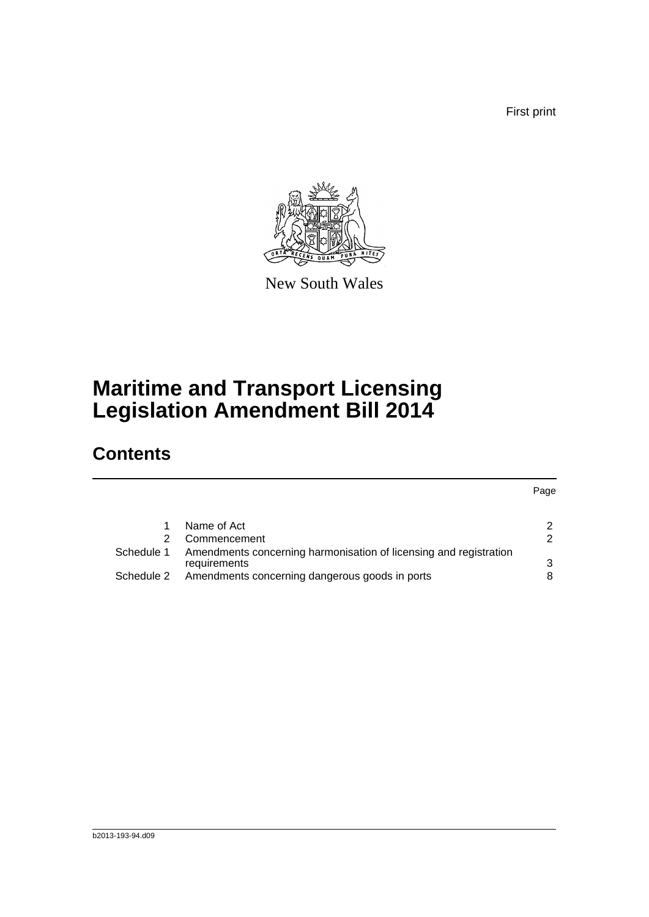First print

New South Wales

# Maritime and Transport Licensing Legislation Amendment Bill 2014

## Contents

| | | Page |
|---|---|---|
| 1 | Name of Act | 2 |
| 2 | Commencement | 2 |
| Schedule 1 | Amendments concerning harmonisation of licensing and registration requirements | 3 |
| Schedule 2 | Amendments concerning dangerous goods in ports | 8 |

b2013-193-94.d09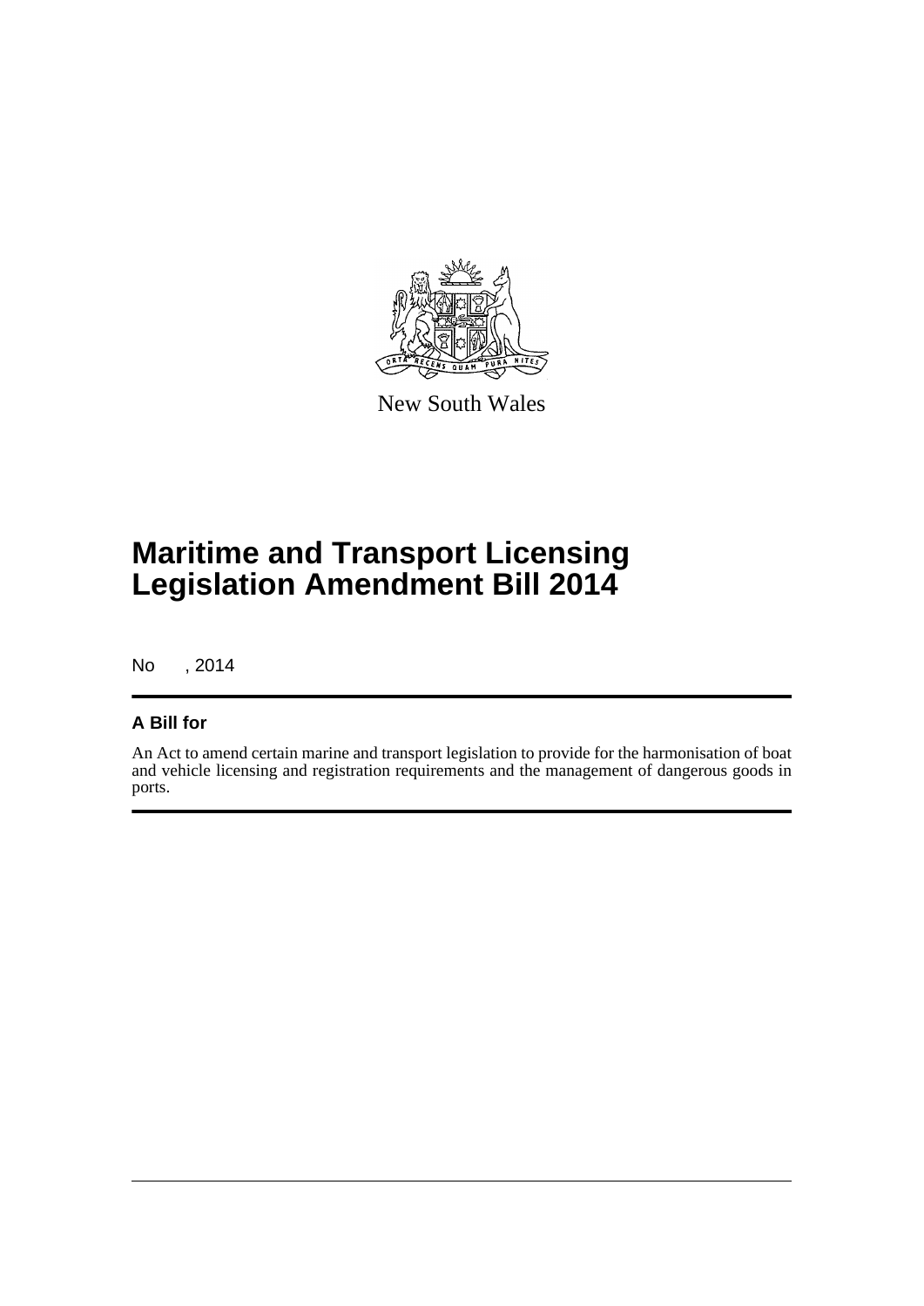New South Wales

# Maritime and Transport Licensing Legislation Amendment Bill 2014

No , 2014

## A Bill for

An Act to amend certain marine and transport legislation to provide for the harmonisation of boat and vehicle licensing and registration requirements and the management of dangerous goods in ports.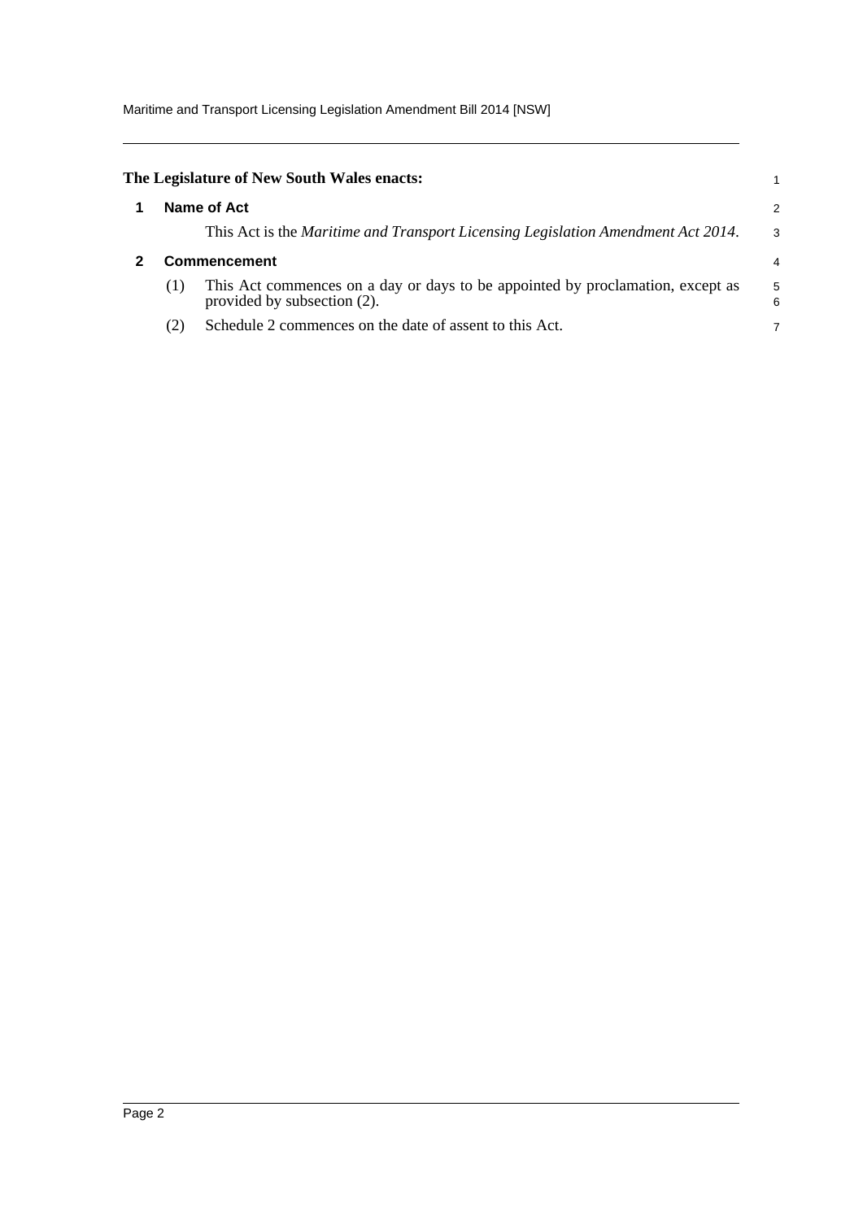**The Legislature of New South Wales enacts:**

## 1 Name of Act

This Act is the *Maritime and Transport Licensing Legislation Amendment Act 2014*.

## 2 Commencement

(1) This Act commences on a day or days to be appointed by proclamation, except as provided by subsection (2).

(2) Schedule 2 commences on the date of assent to this Act.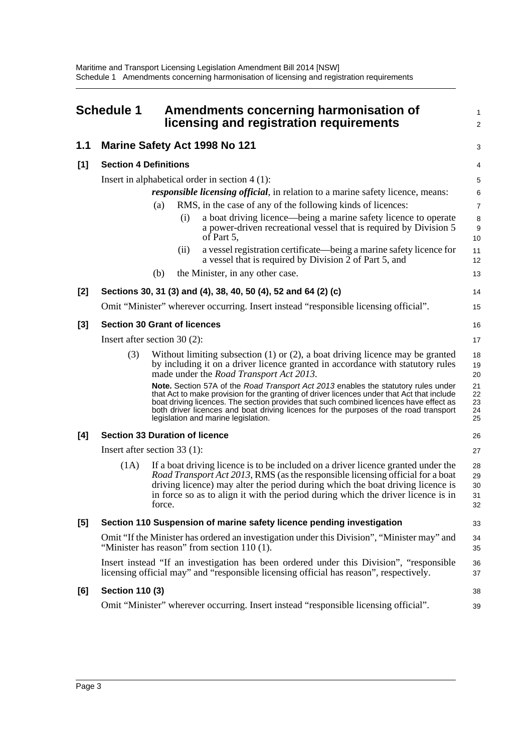# Schedule 1 Amendments concerning harmonisation of licensing and registration requirements

## 1.1 Marine Safety Act 1998 No 121

### [1] Section 4 Definitions

Insert in alphabetical order in section 4 (1):

> ***responsible licensing official***, in relation to a marine safety licence, means:
>
> (a) RMS, in the case of any of the following kinds of licences:
>
> (i) a boat driving licence—being a marine safety licence to operate a power-driven recreational vessel that is required by Division 5 of Part 5,
>
> (ii) a vessel registration certificate—being a marine safety licence for a vessel that is required by Division 2 of Part 5, and
>
> (b) the Minister, in any other case.

### [2] Sections 30, 31 (3) and (4), 38, 40, 50 (4), 52 and 64 (2) (c)

Omit "Minister" wherever occurring. Insert instead "responsible licensing official".

### [3] Section 30 Grant of licences

Insert after section 30 (2):

> (3) Without limiting subsection (1) or (2), a boat driving licence may be granted by including it on a driver licence granted in accordance with statutory rules made under the *Road Transport Act 2013*.
>
> **Note.** Section 57A of the *Road Transport Act 2013* enables the statutory rules under that Act to make provision for the granting of driver licences under that Act that include boat driving licences. The section provides that such combined licences have effect as both driver licences and boat driving licences for the purposes of the road transport legislation and marine legislation.

### [4] Section 33 Duration of licence

Insert after section 33 (1):

> (1A) If a boat driving licence is to be included on a driver licence granted under the *Road Transport Act 2013*, RMS (as the responsible licensing official for a boat driving licence) may alter the period during which the boat driving licence is in force so as to align it with the period during which the driver licence is in force.

### [5] Section 110 Suspension of marine safety licence pending investigation

Omit "If the Minister has ordered an investigation under this Division", "Minister may" and "Minister has reason" from section 110 (1).

Insert instead "If an investigation has been ordered under this Division", "responsible licensing official may" and "responsible licensing official has reason", respectively.

### [6] Section 110 (3)

Omit "Minister" wherever occurring. Insert instead "responsible licensing official".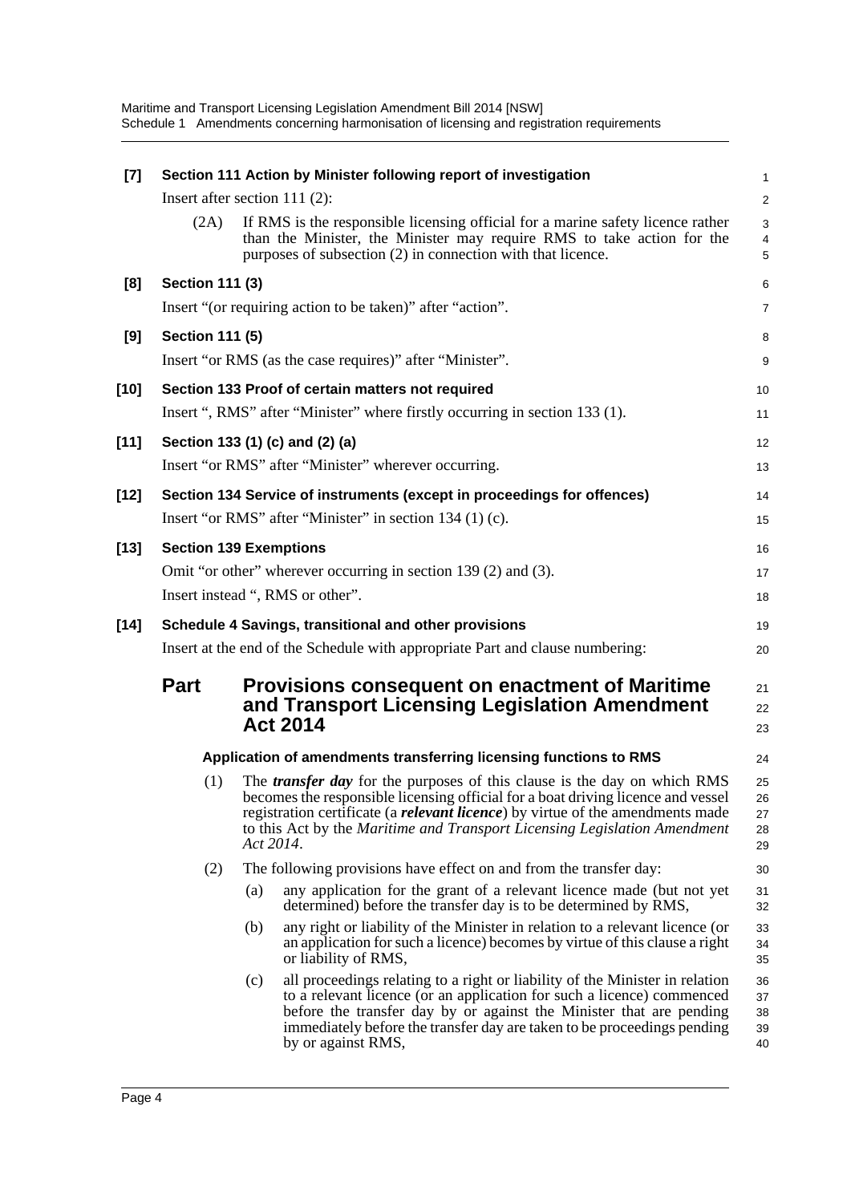**[7] Section 111 Action by Minister following report of investigation**

Insert after section 111 (2):

(2A) If RMS is the responsible licensing official for a marine safety licence rather than the Minister, the Minister may require RMS to take action for the purposes of subsection (2) in connection with that licence.

**[8] Section 111 (3)**

Insert "(or requiring action to be taken)" after "action".

**[9] Section 111 (5)**

Insert "or RMS (as the case requires)" after "Minister".

**[10] Section 133 Proof of certain matters not required**

Insert ", RMS" after "Minister" where firstly occurring in section 133 (1).

**[11] Section 133 (1) (c) and (2) (a)**

Insert "or RMS" after "Minister" wherever occurring.

**[12] Section 134 Service of instruments (except in proceedings for offences)**

Insert "or RMS" after "Minister" in section 134 (1) (c).

**[13] Section 139 Exemptions**

Omit "or other" wherever occurring in section 139 (2) and (3).

Insert instead ", RMS or other".

**[14] Schedule 4 Savings, transitional and other provisions**

Insert at the end of the Schedule with appropriate Part and clause numbering:

## Part Provisions consequent on enactment of Maritime and Transport Licensing Legislation Amendment Act 2014

### Application of amendments transferring licensing functions to RMS

(1) The ***transfer day*** for the purposes of this clause is the day on which RMS becomes the responsible licensing official for a boat driving licence and vessel registration certificate (a ***relevant licence***) by virtue of the amendments made to this Act by the *Maritime and Transport Licensing Legislation Amendment Act 2014*.

(2) The following provisions have effect on and from the transfer day:

(a) any application for the grant of a relevant licence made (but not yet determined) before the transfer day is to be determined by RMS,

(b) any right or liability of the Minister in relation to a relevant licence (or an application for such a licence) becomes by virtue of this clause a right or liability of RMS,

(c) all proceedings relating to a right or liability of the Minister in relation to a relevant licence (or an application for such a licence) commenced before the transfer day by or against the Minister that are pending immediately before the transfer day are taken to be proceedings pending by or against RMS,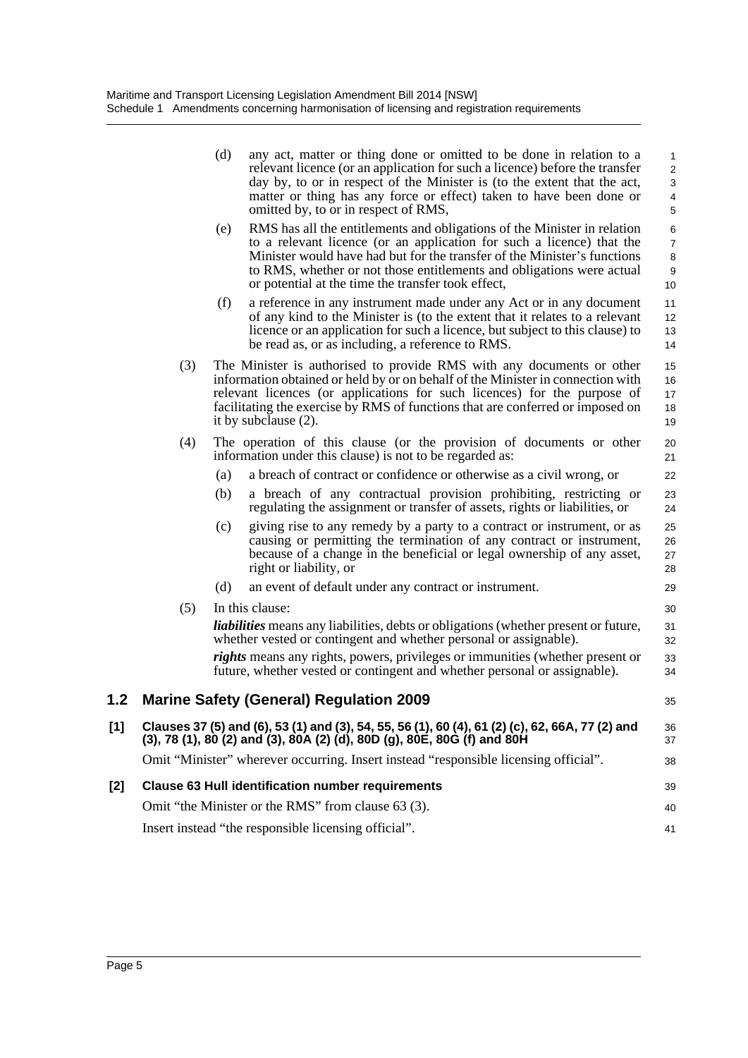(d) any act, matter or thing done or omitted to be done in relation to a relevant licence (or an application for such a licence) before the transfer day by, to or in respect of the Minister is (to the extent that the act, matter or thing has any force or effect) taken to have been done or omitted by, to or in respect of RMS,

(e) RMS has all the entitlements and obligations of the Minister in relation to a relevant licence (or an application for such a licence) that the Minister would have had but for the transfer of the Minister's functions to RMS, whether or not those entitlements and obligations were actual or potential at the time the transfer took effect,

(f) a reference in any instrument made under any Act or in any document of any kind to the Minister is (to the extent that it relates to a relevant licence or an application for such a licence, but subject to this clause) to be read as, or as including, a reference to RMS.

(3) The Minister is authorised to provide RMS with any documents or other information obtained or held by or on behalf of the Minister in connection with relevant licences (or applications for such licences) for the purpose of facilitating the exercise by RMS of functions that are conferred or imposed on it by subclause (2).

(4) The operation of this clause (or the provision of documents or other information under this clause) is not to be regarded as:

(a) a breach of contract or confidence or otherwise as a civil wrong, or

(b) a breach of any contractual provision prohibiting, restricting or regulating the assignment or transfer of assets, rights or liabilities, or

(c) giving rise to any remedy by a party to a contract or instrument, or as causing or permitting the termination of any contract or instrument, because of a change in the beneficial or legal ownership of any asset, right or liability, or

(d) an event of default under any contract or instrument.

(5) In this clause:

***liabilities*** means any liabilities, debts or obligations (whether present or future, whether vested or contingent and whether personal or assignable).

***rights*** means any rights, powers, privileges or immunities (whether present or future, whether vested or contingent and whether personal or assignable).

## 1.2 Marine Safety (General) Regulation 2009

**[1] Clauses 37 (5) and (6), 53 (1) and (3), 54, 55, 56 (1), 60 (4), 61 (2) (c), 62, 66A, 77 (2) and (3), 78 (1), 80 (2) and (3), 80A (2) (d), 80D (g), 80E, 80G (f) and 80H**

Omit "Minister" wherever occurring. Insert instead "responsible licensing official".

**[2] Clause 63 Hull identification number requirements**

Omit "the Minister or the RMS" from clause 63 (3).

Insert instead "the responsible licensing official".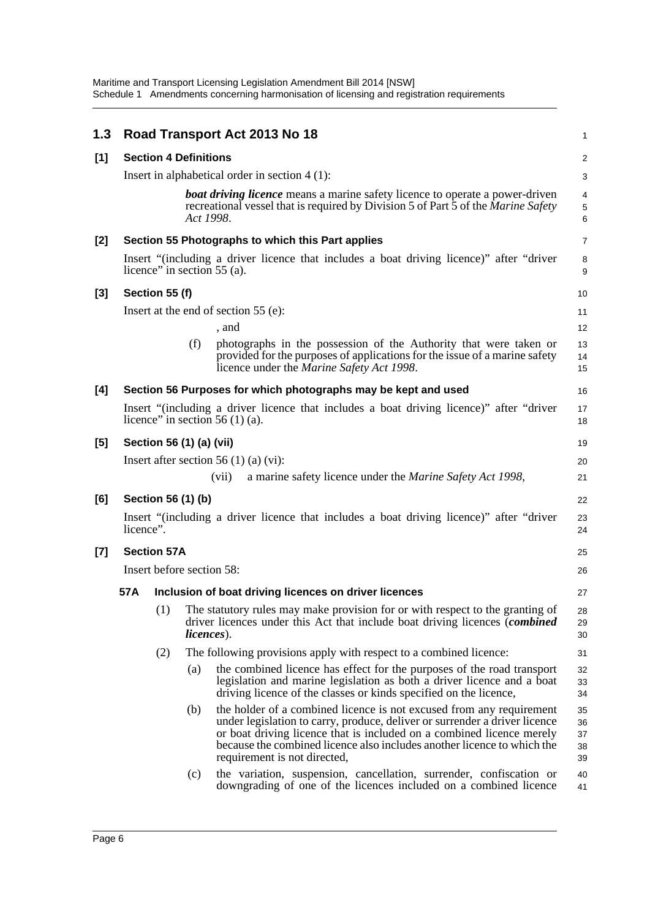## 1.3 Road Transport Act 2013 No 18

### [1] Section 4 Definitions

Insert in alphabetical order in section 4 (1):

> ***boat driving licence*** means a marine safety licence to operate a power-driven recreational vessel that is required by Division 5 of Part 5 of the *Marine Safety Act 1998*.

### [2] Section 55 Photographs to which this Part applies

Insert "(including a driver licence that includes a boat driving licence)" after "driver licence" in section 55 (a).

### [3] Section 55 (f)

Insert at the end of section 55 (e):

> , and
>
> (f) photographs in the possession of the Authority that were taken or provided for the purposes of applications for the issue of a marine safety licence under the *Marine Safety Act 1998*.

### [4] Section 56 Purposes for which photographs may be kept and used

Insert "(including a driver licence that includes a boat driving licence)" after "driver licence" in section 56 (1) (a).

### [5] Section 56 (1) (a) (vii)

Insert after section 56 (1) (a) (vi):

> (vii) a marine safety licence under the *Marine Safety Act 1998*,

### [6] Section 56 (1) (b)

Insert "(including a driver licence that includes a boat driving licence)" after "driver licence".

### [7] Section 57A

Insert before section 58:

> **57A Inclusion of boat driving licences on driver licences**
>
> (1) The statutory rules may make provision for or with respect to the granting of driver licences under this Act that include boat driving licences (***combined licences***).
>
> (2) The following provisions apply with respect to a combined licence:
>
> (a) the combined licence has effect for the purposes of the road transport legislation and marine legislation as both a driver licence and a boat driving licence of the classes or kinds specified on the licence,
>
> (b) the holder of a combined licence is not excused from any requirement under legislation to carry, produce, deliver or surrender a driver licence or boat driving licence that is included on a combined licence merely because the combined licence also includes another licence to which the requirement is not directed,
>
> (c) the variation, suspension, cancellation, surrender, confiscation or downgrading of one of the licences included on a combined licence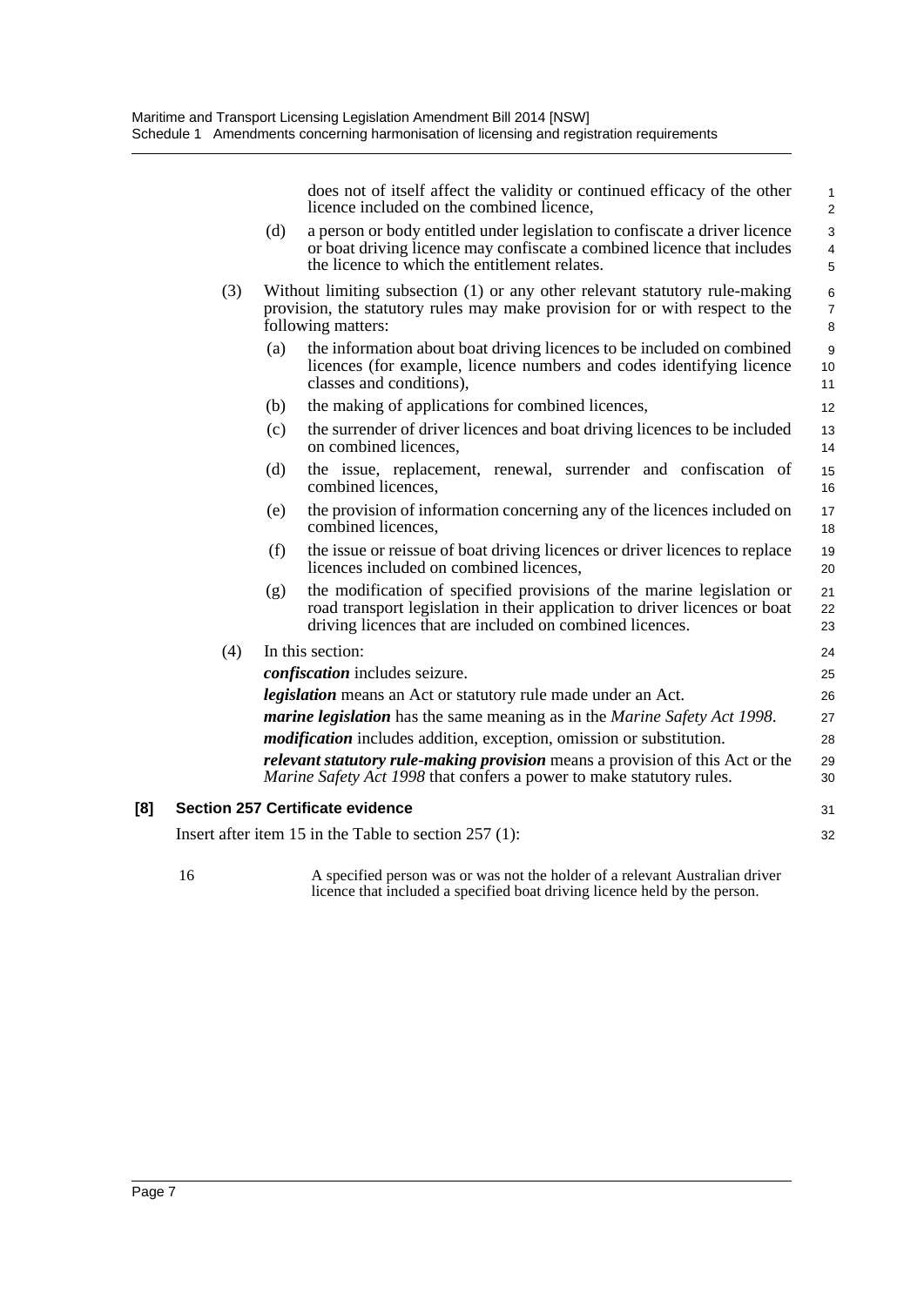does not of itself affect the validity or continued efficacy of the other licence included on the combined licence,

(d) a person or body entitled under legislation to confiscate a driver licence or boat driving licence may confiscate a combined licence that includes the licence to which the entitlement relates.

(3) Without limiting subsection (1) or any other relevant statutory rule-making provision, the statutory rules may make provision for or with respect to the following matters:

(a) the information about boat driving licences to be included on combined licences (for example, licence numbers and codes identifying licence classes and conditions),

(b) the making of applications for combined licences,

(c) the surrender of driver licences and boat driving licences to be included on combined licences,

(d) the issue, replacement, renewal, surrender and confiscation of combined licences,

(e) the provision of information concerning any of the licences included on combined licences,

(f) the issue or reissue of boat driving licences or driver licences to replace licences included on combined licences,

(g) the modification of specified provisions of the marine legislation or road transport legislation in their application to driver licences or boat driving licences that are included on combined licences.

(4) In this section:

***confiscation*** includes seizure.

***legislation*** means an Act or statutory rule made under an Act.

***marine legislation*** has the same meaning as in the *Marine Safety Act 1998*.

***modification*** includes addition, exception, omission or substitution.

***relevant statutory rule-making provision*** means a provision of this Act or the *Marine Safety Act 1998* that confers a power to make statutory rules.

**[8] Section 257 Certificate evidence**

Insert after item 15 in the Table to section 257 (1):

| | |
|---|---|
| 16 | A specified person was or was not the holder of a relevant Australian driver licence that included a specified boat driving licence held by the person. |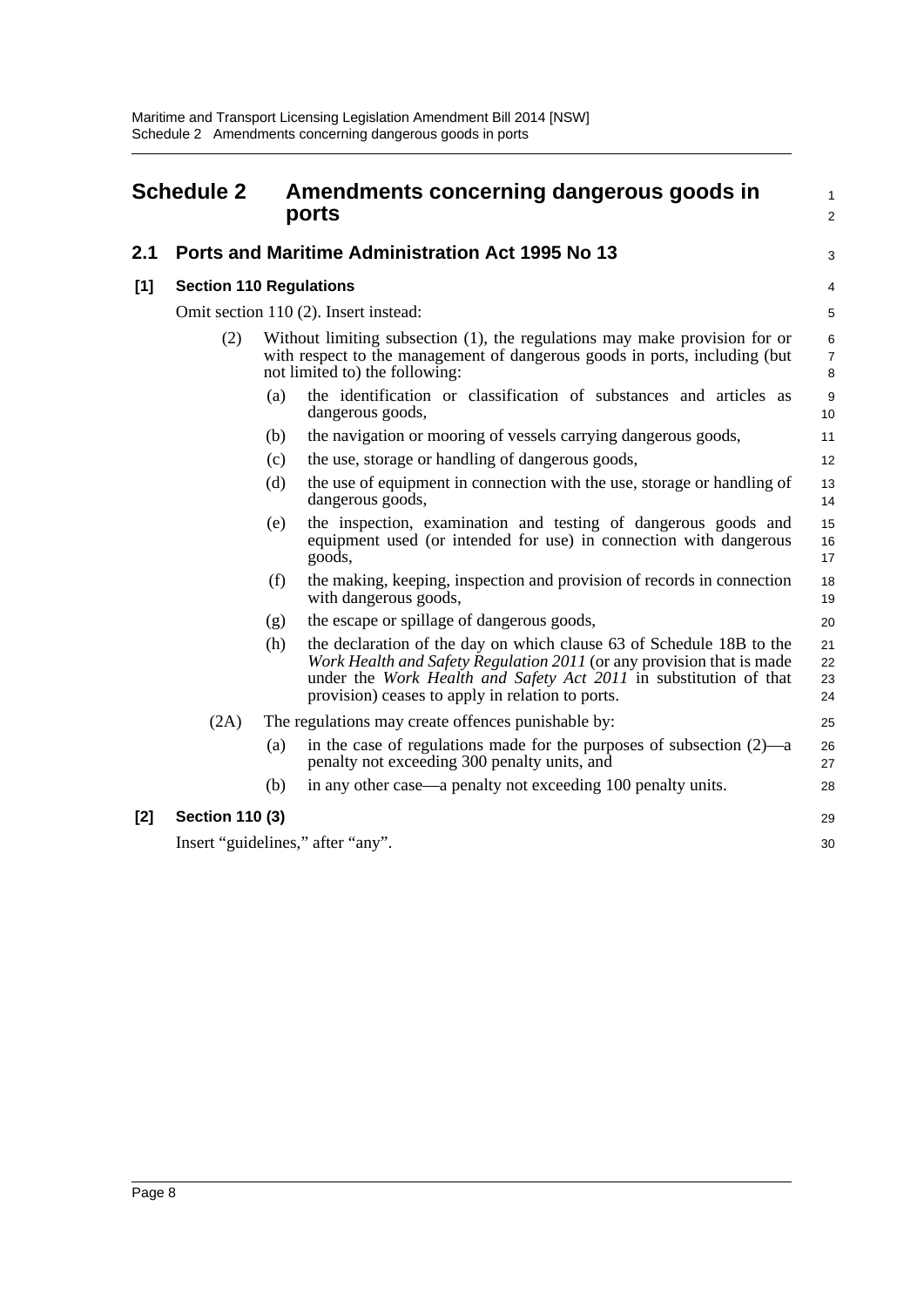# Schedule 2 Amendments concerning dangerous goods in ports

## 2.1 Ports and Maritime Administration Act 1995 No 13

### [1] Section 110 Regulations

Omit section 110 (2). Insert instead:

(2) Without limiting subsection (1), the regulations may make provision for or with respect to the management of dangerous goods in ports, including (but not limited to) the following:

(a) the identification or classification of substances and articles as dangerous goods,

(b) the navigation or mooring of vessels carrying dangerous goods,

(c) the use, storage or handling of dangerous goods,

(d) the use of equipment in connection with the use, storage or handling of dangerous goods,

(e) the inspection, examination and testing of dangerous goods and equipment used (or intended for use) in connection with dangerous goods,

(f) the making, keeping, inspection and provision of records in connection with dangerous goods,

(g) the escape or spillage of dangerous goods,

(h) the declaration of the day on which clause 63 of Schedule 18B to the *Work Health and Safety Regulation 2011* (or any provision that is made under the *Work Health and Safety Act 2011* in substitution of that provision) ceases to apply in relation to ports.

(2A) The regulations may create offences punishable by:

(a) in the case of regulations made for the purposes of subsection (2)—a penalty not exceeding 300 penalty units, and

(b) in any other case—a penalty not exceeding 100 penalty units.

### [2] Section 110 (3)

Insert "guidelines," after "any".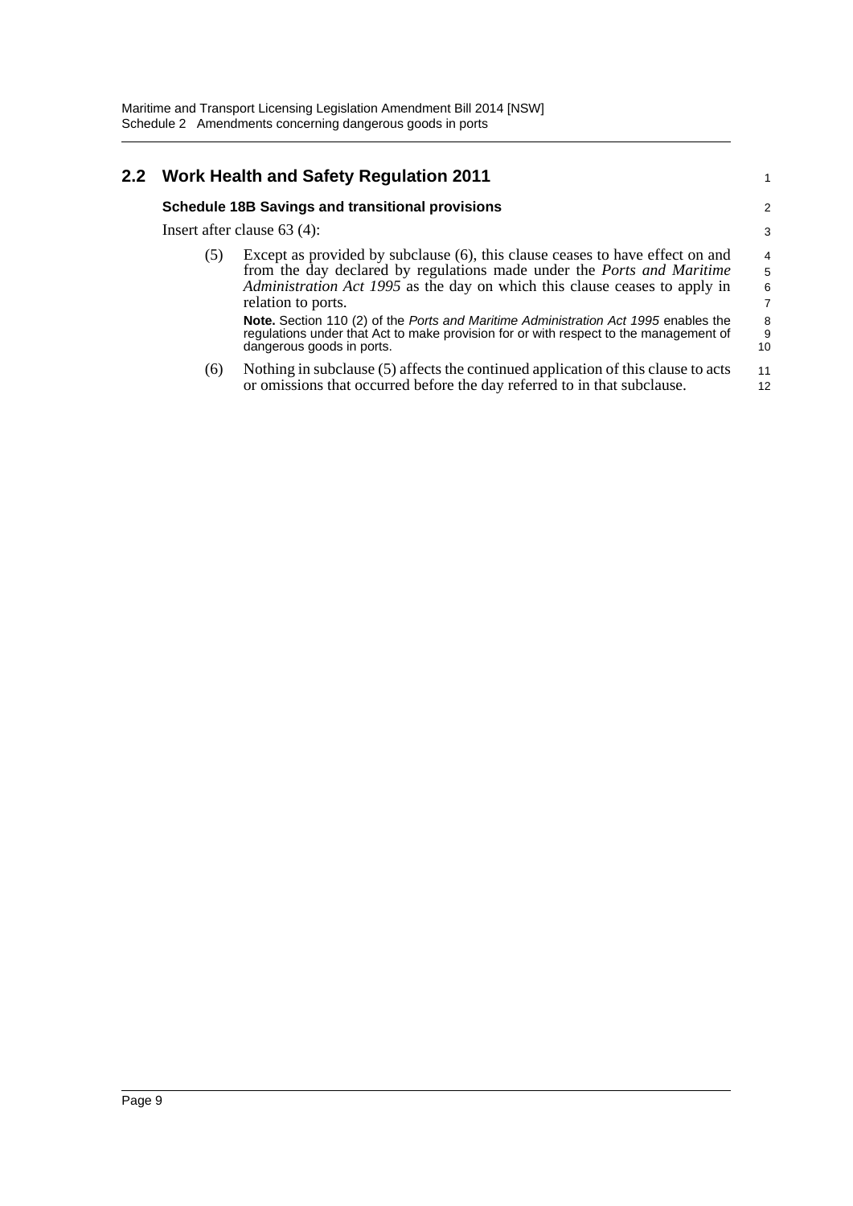## 2.2 Work Health and Safety Regulation 2011

### Schedule 18B Savings and transitional provisions

Insert after clause 63 (4):

(5) Except as provided by subclause (6), this clause ceases to have effect on and from the day declared by regulations made under the *Ports and Maritime Administration Act 1995* as the day on which this clause ceases to apply in relation to ports.

**Note.** Section 110 (2) of the *Ports and Maritime Administration Act 1995* enables the regulations under that Act to make provision for or with respect to the management of dangerous goods in ports.

(6) Nothing in subclause (5) affects the continued application of this clause to acts or omissions that occurred before the day referred to in that subclause.